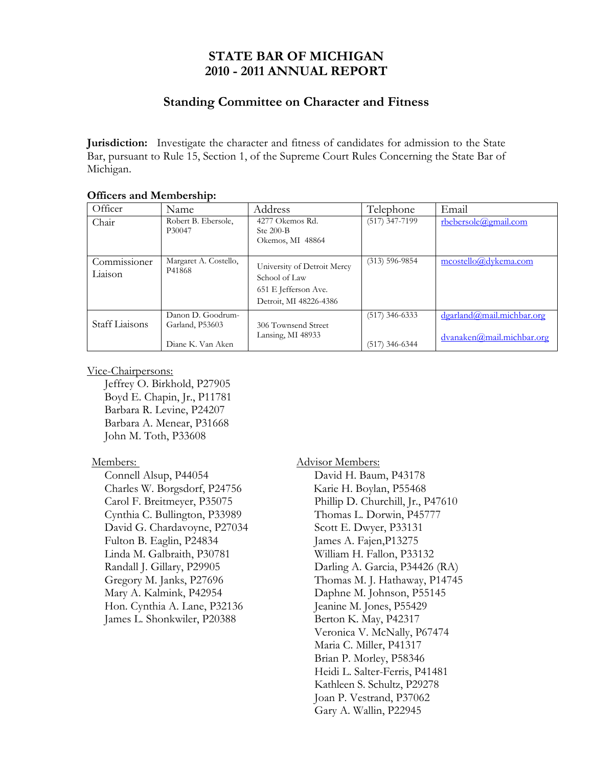# STATE BAR OF MICHIGAN
# 2010 - 2011 ANNUAL REPORT

## Standing Committee on Character and Fitness

**Jurisdiction:** Investigate the character and fitness of candidates for admission to the State Bar, pursuant to Rule 15, Section 1, of the Supreme Court Rules Concerning the State Bar of Michigan.

**Officers and Membership:**

| Officer | Name | Address | Telephone | Email |
|---|---|---|---|---|
| Chair | Robert B. Ebersole, P30047 | 4277 Okemos Rd. Ste 200-B Okemos, MI 48864 | (517) 347-7199 | rbebersole@gmail.com |
| Commissioner Liaison | Margaret A. Costello, P41868 | University of Detroit Mercy School of Law 651 E Jefferson Ave. Detroit, MI 48226-4386 | (313) 596-9854 | mcostello@dykema.com |
| Staff Liaisons | Danon D. Goodrum-Garland, P53603<br>Diane K. Van Aken | 306 Townsend Street Lansing, MI 48933 | (517) 346-6333<br>(517) 346-6344 | dgarland@mail.michbar.org<br>dvanaken@mail.michbar.org |

Vice-Chairpersons:

- Jeffrey O. Birkhold, P27905
- Boyd E. Chapin, Jr., P11781
- Barbara R. Levine, P24207
- Barbara A. Menear, P31668
- John M. Toth, P33608

Members:

- Connell Alsup, P44054
- Charles W. Borgsdorf, P24756
- Carol F. Breitmeyer, P35075
- Cynthia C. Bullington, P33989
- David G. Chardavoyne, P27034
- Fulton B. Eaglin, P24834
- Linda M. Galbraith, P30781
- Randall J. Gillary, P29905
- Gregory M. Janks, P27696
- Mary A. Kalmink, P42954
- Hon. Cynthia A. Lane, P32136
- James L. Shonkwiler, P20388

Advisor Members:

- David H. Baum, P43178
- Karie H. Boylan, P55468
- Phillip D. Churchill, Jr., P47610
- Thomas L. Dorwin, P45777
- Scott E. Dwyer, P33131
- James A. Fajen,P13275
- William H. Fallon, P33132
- Darling A. Garcia, P34426 (RA)
- Thomas M. J. Hathaway, P14745
- Daphne M. Johnson, P55145
- Jeanine M. Jones, P55429
- Berton K. May, P42317
- Veronica V. McNally, P67474
- Maria C. Miller, P41317
- Brian P. Morley, P58346
- Heidi L. Salter-Ferris, P41481
- Kathleen S. Schultz, P29278
- Joan P. Vestrand, P37062
- Gary A. Wallin, P22945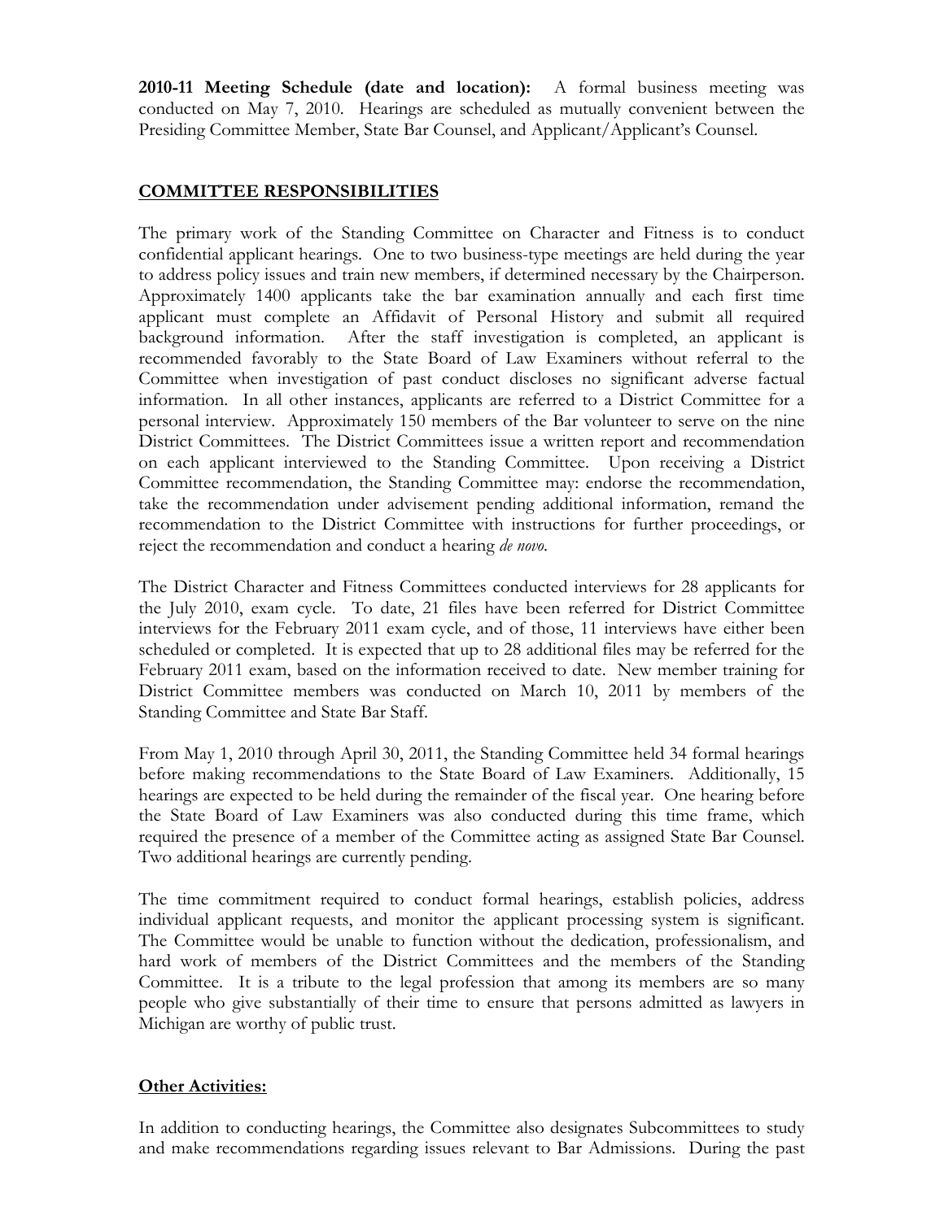**2010-11 Meeting Schedule (date and location):** A formal business meeting was conducted on May 7, 2010. Hearings are scheduled as mutually convenient between the Presiding Committee Member, State Bar Counsel, and Applicant/Applicant's Counsel.

## COMMITTEE RESPONSIBILITIES

The primary work of the Standing Committee on Character and Fitness is to conduct confidential applicant hearings. One to two business-type meetings are held during the year to address policy issues and train new members, if determined necessary by the Chairperson. Approximately 1400 applicants take the bar examination annually and each first time applicant must complete an Affidavit of Personal History and submit all required background information. After the staff investigation is completed, an applicant is recommended favorably to the State Board of Law Examiners without referral to the Committee when investigation of past conduct discloses no significant adverse factual information. In all other instances, applicants are referred to a District Committee for a personal interview. Approximately 150 members of the Bar volunteer to serve on the nine District Committees. The District Committees issue a written report and recommendation on each applicant interviewed to the Standing Committee. Upon receiving a District Committee recommendation, the Standing Committee may: endorse the recommendation, take the recommendation under advisement pending additional information, remand the recommendation to the District Committee with instructions for further proceedings, or reject the recommendation and conduct a hearing *de novo*.

The District Character and Fitness Committees conducted interviews for 28 applicants for the July 2010, exam cycle. To date, 21 files have been referred for District Committee interviews for the February 2011 exam cycle, and of those, 11 interviews have either been scheduled or completed. It is expected that up to 28 additional files may be referred for the February 2011 exam, based on the information received to date. New member training for District Committee members was conducted on March 10, 2011 by members of the Standing Committee and State Bar Staff.

From May 1, 2010 through April 30, 2011, the Standing Committee held 34 formal hearings before making recommendations to the State Board of Law Examiners. Additionally, 15 hearings are expected to be held during the remainder of the fiscal year. One hearing before the State Board of Law Examiners was also conducted during this time frame, which required the presence of a member of the Committee acting as assigned State Bar Counsel. Two additional hearings are currently pending.

The time commitment required to conduct formal hearings, establish policies, address individual applicant requests, and monitor the applicant processing system is significant. The Committee would be unable to function without the dedication, professionalism, and hard work of members of the District Committees and the members of the Standing Committee. It is a tribute to the legal profession that among its members are so many people who give substantially of their time to ensure that persons admitted as lawyers in Michigan are worthy of public trust.

**Other Activities:**

In addition to conducting hearings, the Committee also designates Subcommittees to study and make recommendations regarding issues relevant to Bar Admissions. During the past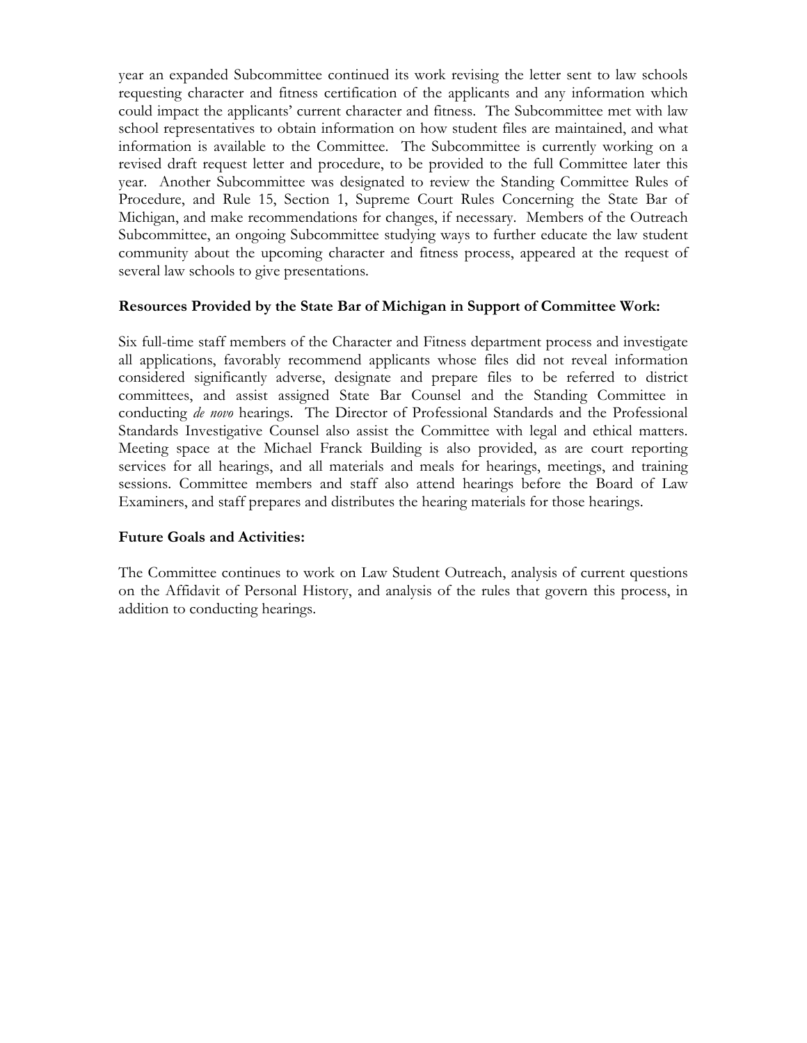year an expanded Subcommittee continued its work revising the letter sent to law schools requesting character and fitness certification of the applicants and any information which could impact the applicants' current character and fitness. The Subcommittee met with law school representatives to obtain information on how student files are maintained, and what information is available to the Committee. The Subcommittee is currently working on a revised draft request letter and procedure, to be provided to the full Committee later this year. Another Subcommittee was designated to review the Standing Committee Rules of Procedure, and Rule 15, Section 1, Supreme Court Rules Concerning the State Bar of Michigan, and make recommendations for changes, if necessary. Members of the Outreach Subcommittee, an ongoing Subcommittee studying ways to further educate the law student community about the upcoming character and fitness process, appeared at the request of several law schools to give presentations.

**Resources Provided by the State Bar of Michigan in Support of Committee Work:**

Six full-time staff members of the Character and Fitness department process and investigate all applications, favorably recommend applicants whose files did not reveal information considered significantly adverse, designate and prepare files to be referred to district committees, and assist assigned State Bar Counsel and the Standing Committee in conducting *de novo* hearings. The Director of Professional Standards and the Professional Standards Investigative Counsel also assist the Committee with legal and ethical matters. Meeting space at the Michael Franck Building is also provided, as are court reporting services for all hearings, and all materials and meals for hearings, meetings, and training sessions. Committee members and staff also attend hearings before the Board of Law Examiners, and staff prepares and distributes the hearing materials for those hearings.

**Future Goals and Activities:**

The Committee continues to work on Law Student Outreach, analysis of current questions on the Affidavit of Personal History, and analysis of the rules that govern this process, in addition to conducting hearings.